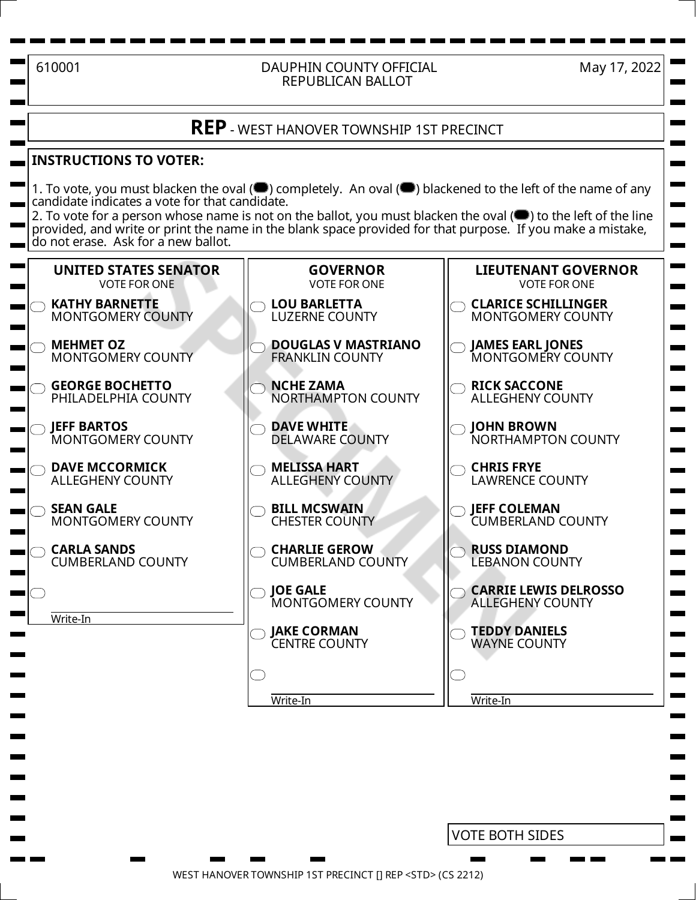610001

DAUPHIN COUNTY OFFICIAL
REPUBLICAN BALLOT

May 17, 2022

# REP - WEST HANOVER TOWNSHIP 1ST PRECINCT

**INSTRUCTIONS TO VOTER:**

1. To vote, you must blacken the oval (⬬) completely. An oval (⬬) blackened to the left of the name of any candidate indicates a vote for that candidate.
2. To vote for a person whose name is not on the ballot, you must blacken the oval (⬬) to the left of the line provided, and write or print the name in the blank space provided for that purpose. If you make a mistake, do not erase. Ask for a new ballot.

## UNITED STATES SENATOR
VOTE FOR ONE

- **KATHY BARNETTE** MONTGOMERY COUNTY
- **MEHMET OZ** MONTGOMERY COUNTY
- **GEORGE BOCHETTO** PHILADELPHIA COUNTY
- **JEFF BARTOS** MONTGOMERY COUNTY
- **DAVE MCCORMICK** ALLEGHENY COUNTY
- **SEAN GALE** MONTGOMERY COUNTY
- **CARLA SANDS** CUMBERLAND COUNTY
- Write-In

## GOVERNOR
VOTE FOR ONE

- **LOU BARLETTA** LUZERNE COUNTY
- **DOUGLAS V MASTRIANO** FRANKLIN COUNTY
- **NCHE ZAMA** NORTHAMPTON COUNTY
- **DAVE WHITE** DELAWARE COUNTY
- **MELISSA HART** ALLEGHENY COUNTY
- **BILL MCSWAIN** CHESTER COUNTY
- **CHARLIE GEROW** CUMBERLAND COUNTY
- **JOE GALE** MONTGOMERY COUNTY
- **JAKE CORMAN** CENTRE COUNTY
- Write-In

## LIEUTENANT GOVERNOR
VOTE FOR ONE

- **CLARICE SCHILLINGER** MONTGOMERY COUNTY
- **JAMES EARL JONES** MONTGOMERY COUNTY
- **RICK SACCONE** ALLEGHENY COUNTY
- **JOHN BROWN** NORTHAMPTON COUNTY
- **CHRIS FRYE** LAWRENCE COUNTY
- **JEFF COLEMAN** CUMBERLAND COUNTY
- **RUSS DIAMOND** LEBANON COUNTY
- **CARRIE LEWIS DELROSSO** ALLEGHENY COUNTY
- **TEDDY DANIELS** WAYNE COUNTY
- Write-In

VOTE BOTH SIDES

WEST HANOVER TOWNSHIP 1ST PRECINCT [] REP <STD> (CS 2212)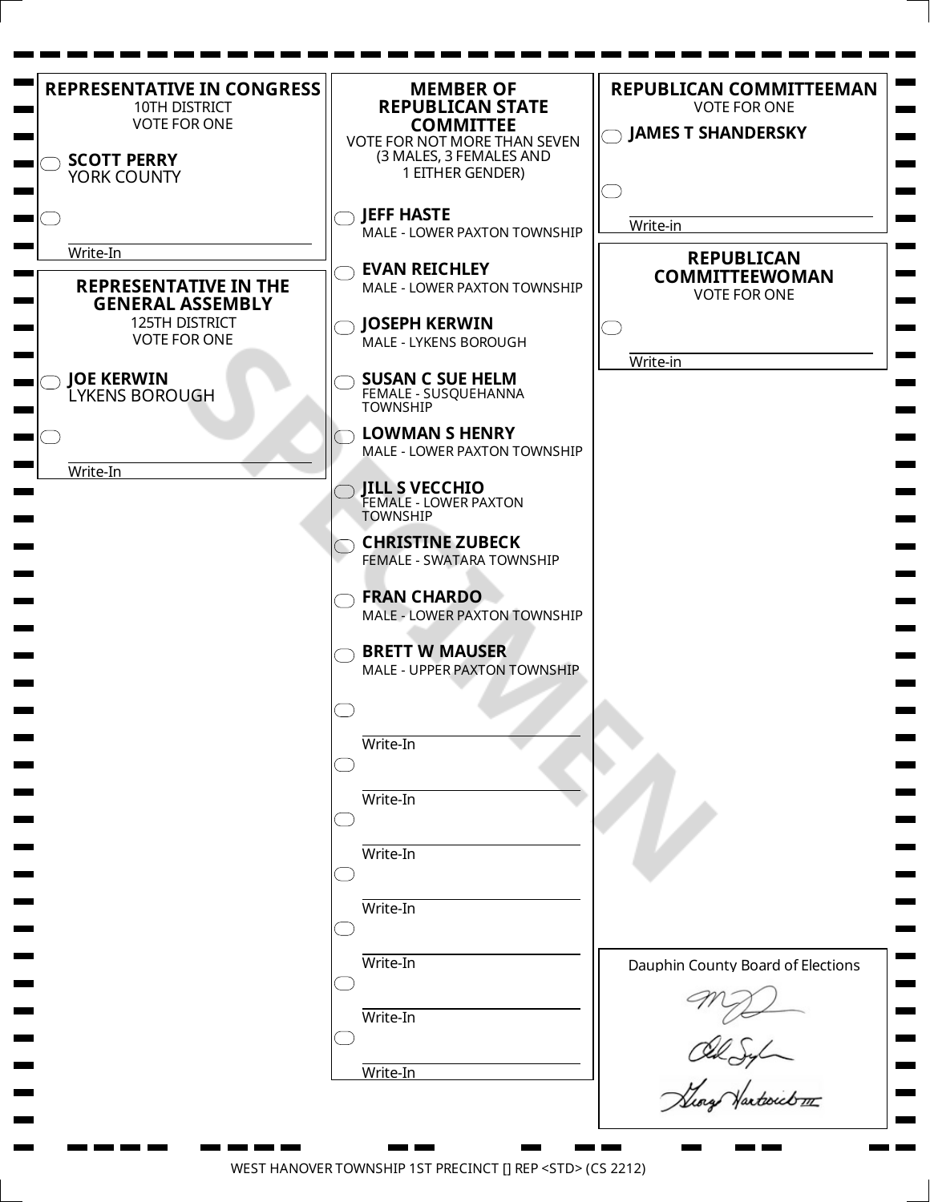## REPRESENTATIVE IN CONGRESS
10TH DISTRICT
VOTE FOR ONE

- **SCOTT PERRY**
  YORK COUNTY
- Write-In

## REPRESENTATIVE IN THE GENERAL ASSEMBLY
125TH DISTRICT
VOTE FOR ONE

- **JOE KERWIN**
  LYKENS BOROUGH
- Write-In

## MEMBER OF REPUBLICAN STATE COMMITTEE
VOTE FOR NOT MORE THAN SEVEN
(3 MALES, 3 FEMALES AND
1 EITHER GENDER)

- **JEFF HASTE**
  MALE - LOWER PAXTON TOWNSHIP
- **EVAN REICHLEY**
  MALE - LOWER PAXTON TOWNSHIP
- **JOSEPH KERWIN**
  MALE - LYKENS BOROUGH
- **SUSAN C SUE HELM**
  FEMALE - SUSQUEHANNA TOWNSHIP
- **LOWMAN S HENRY**
  MALE - LOWER PAXTON TOWNSHIP
- **JILL S VECCHIO**
  FEMALE - LOWER PAXTON TOWNSHIP
- **CHRISTINE ZUBECK**
  FEMALE - SWATARA TOWNSHIP
- **FRAN CHARDO**
  MALE - LOWER PAXTON TOWNSHIP
- **BRETT W MAUSER**
  MALE - UPPER PAXTON TOWNSHIP
- Write-In
- Write-In
- Write-In
- Write-In
- Write-In
- Write-In
- Write-In

## REPUBLICAN COMMITTEEMAN
VOTE FOR ONE

- **JAMES T SHANDERSKY**
- Write-in

## REPUBLICAN COMMITTEEWOMAN
VOTE FOR ONE

- Write-in

Dauphin County Board of Elections

SPECIMEN

WEST HANOVER TOWNSHIP 1ST PRECINCT [] REP <STD> (CS 2212)